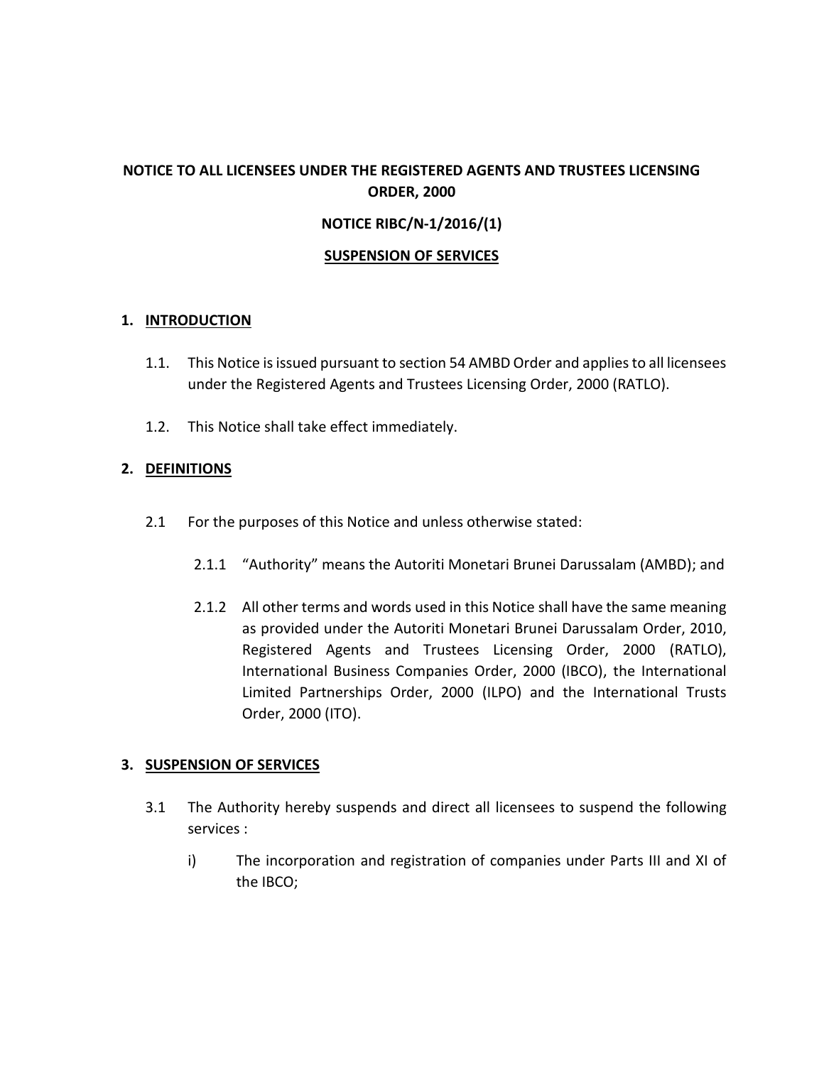**NOTICE TO ALL LICENSEES UNDER THE REGISTERED AGENTS AND TRUSTEES LICENSING ORDER, 2000**

**NOTICE RIBC/N-1/2016/(1)**

**SUSPENSION OF SERVICES**

## 1. INTRODUCTION

1.1. This Notice is issued pursuant to section 54 AMBD Order and applies to all licensees under the Registered Agents and Trustees Licensing Order, 2000 (RATLO).

1.2. This Notice shall take effect immediately.

## 2. DEFINITIONS

2.1 For the purposes of this Notice and unless otherwise stated:

2.1.1 "Authority" means the Autoriti Monetari Brunei Darussalam (AMBD); and

2.1.2 All other terms and words used in this Notice shall have the same meaning as provided under the Autoriti Monetari Brunei Darussalam Order, 2010, Registered Agents and Trustees Licensing Order, 2000 (RATLO), International Business Companies Order, 2000 (IBCO), the International Limited Partnerships Order, 2000 (ILPO) and the International Trusts Order, 2000 (ITO).

## 3. SUSPENSION OF SERVICES

3.1 The Authority hereby suspends and direct all licensees to suspend the following services :

i) The incorporation and registration of companies under Parts III and XI of the IBCO;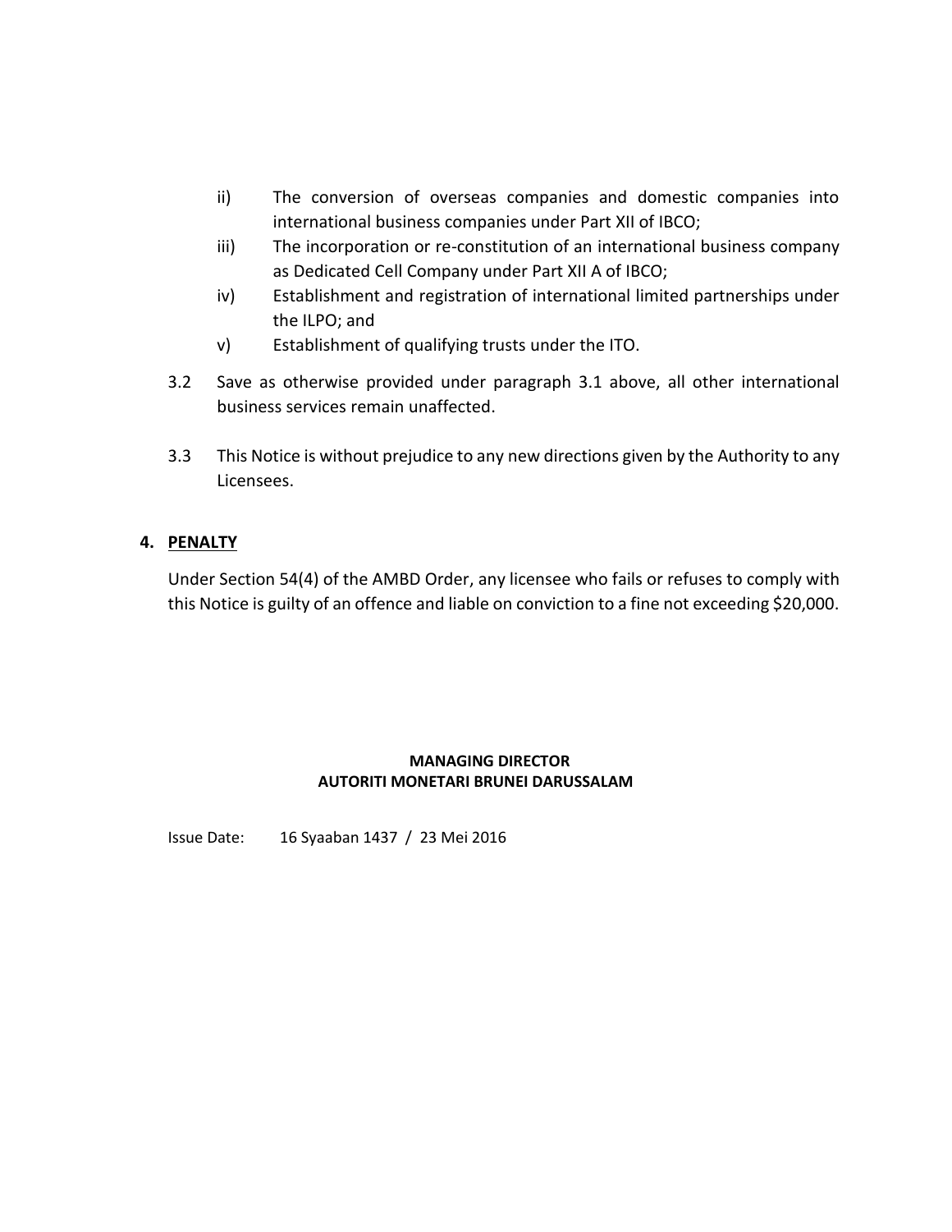ii) The conversion of overseas companies and domestic companies into international business companies under Part XII of IBCO;

iii) The incorporation or re-constitution of an international business company as Dedicated Cell Company under Part XII A of IBCO;

iv) Establishment and registration of international limited partnerships under the ILPO; and

v) Establishment of qualifying trusts under the ITO.

3.2 Save as otherwise provided under paragraph 3.1 above, all other international business services remain unaffected.

3.3 This Notice is without prejudice to any new directions given by the Authority to any Licensees.

## 4. PENALTY

Under Section 54(4) of the AMBD Order, any licensee who fails or refuses to comply with this Notice is guilty of an offence and liable on conviction to a fine not exceeding $20,000.

**MANAGING DIRECTOR**
**AUTORITI MONETARI BRUNEI DARUSSALAM**

Issue Date: 16 Syaaban 1437 / 23 Mei 2016